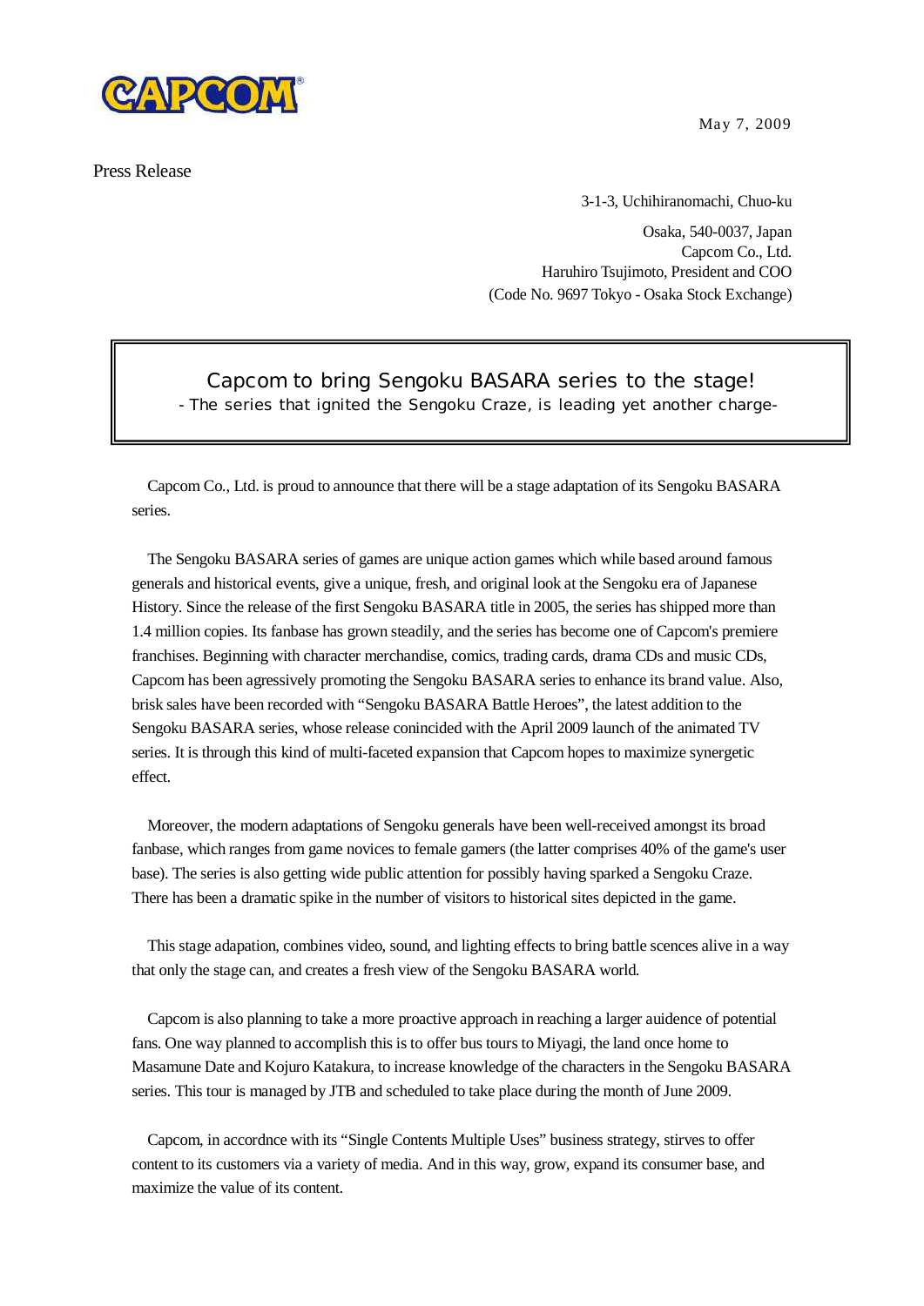CAPCOM

May 7, 2009

Press Release

3-1-3, Uchihiranomachi, Chuo-ku

Osaka, 540-0037, Japan
Capcom Co., Ltd.
Haruhiro Tsujimoto, President and COO
(Code No. 9697 Tokyo - Osaka Stock Exchange)

# Capcom to bring Sengoku BASARA series to the stage!

- The series that ignited the Sengoku Craze, is leading yet another charge-

Capcom Co., Ltd. is proud to announce that there will be a stage adaptation of its Sengoku BASARA series.

The Sengoku BASARA series of games are unique action games which while based around famous generals and historical events, give a unique, fresh, and original look at the Sengoku era of Japanese History. Since the release of the first Sengoku BASARA title in 2005, the series has shipped more than 1.4 million copies. Its fanbase has grown steadily, and the series has become one of Capcom's premiere franchises. Beginning with character merchandise, comics, trading cards, drama CDs and music CDs, Capcom has been agressively promoting the Sengoku BASARA series to enhance its brand value. Also, brisk sales have been recorded with "Sengoku BASARA Battle Heroes", the latest addition to the Sengoku BASARA series, whose release conincided with the April 2009 launch of the animated TV series. It is through this kind of multi-faceted expansion that Capcom hopes to maximize synergetic effect.

Moreover, the modern adaptations of Sengoku generals have been well-received amongst its broad fanbase, which ranges from game novices to female gamers (the latter comprises 40% of the game's user base). The series is also getting wide public attention for possibly having sparked a Sengoku Craze. There has been a dramatic spike in the number of visitors to historical sites depicted in the game.

This stage adapation, combines video, sound, and lighting effects to bring battle scences alive in a way that only the stage can, and creates a fresh view of the Sengoku BASARA world.

Capcom is also planning to take a more proactive approach in reaching a larger auidence of potential fans. One way planned to accomplish this is to offer bus tours to Miyagi, the land once home to Masamune Date and Kojuro Katakura, to increase knowledge of the characters in the Sengoku BASARA series. This tour is managed by JTB and scheduled to take place during the month of June 2009.

Capcom, in accordnce with its "Single Contents Multiple Uses" business strategy, stirves to offer content to its customers via a variety of media. And in this way, grow, expand its consumer base, and maximize the value of its content.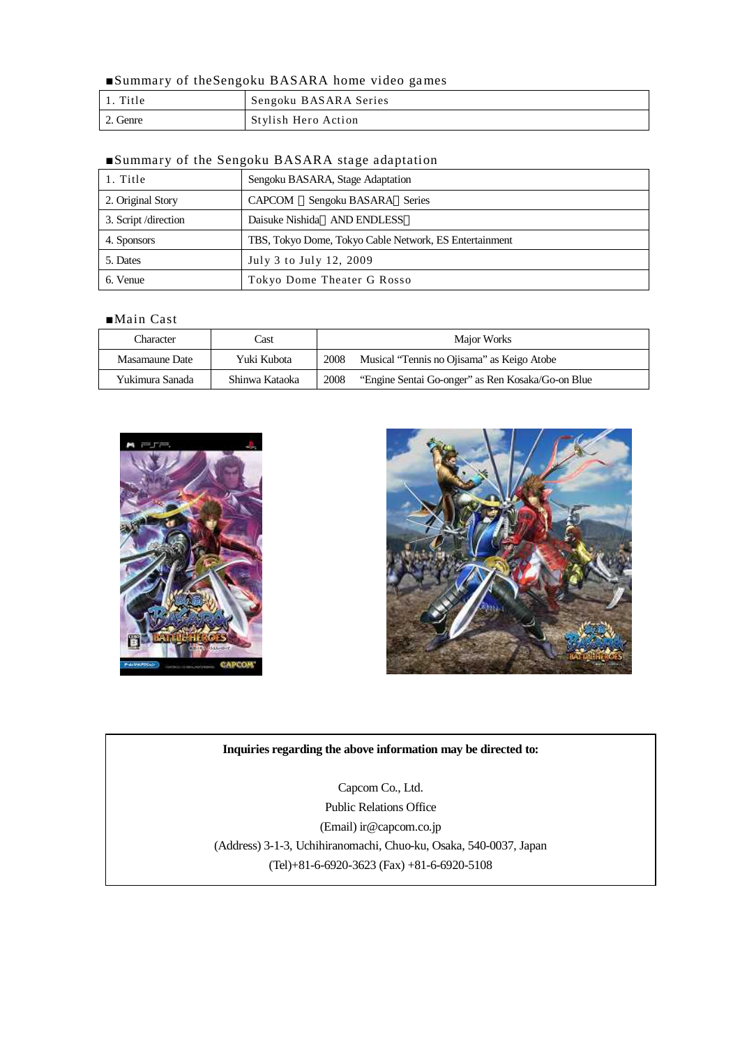■Summary of theSengoku BASARA home video games

| | |
|---|---|
| 1. Title | Sengoku BASARA Series |
| 2. Genre | Stylish Hero Action |

■Summary of the Sengoku BASARA stage adaptation

| | |
|---|---|
| 1. Title | Sengoku BASARA, Stage Adaptation |
| 2. Original Story | CAPCOM Sengoku BASARA Series |
| 3. Script /direction | Daisuke Nishida AND ENDLESS |
| 4. Sponsors | TBS, Tokyo Dome, Tokyo Cable Network, ES Entertainment |
| 5. Dates | July 3 to July 12, 2009 |
| 6. Venue | Tokyo Dome Theater G Rosso |

■Main Cast

| Character | Cast | Major Works |
|---|---|---|
| Masamaune Date | Yuki Kubota | 2008 Musical "Tennis no Ojisama" as Keigo Atobe |
| Yukimura Sanada | Shinwa Kataoka | 2008 "Engine Sentai Go-onger" as Ren Kosaka/Go-on Blue |

**Inquiries regarding the above information may be directed to:**

Capcom Co., Ltd.
Public Relations Office
(Email) ir@capcom.co.jp
(Address) 3-1-3, Uchihiranomachi, Chuo-ku, Osaka, 540-0037, Japan
(Tel)+81-6-6920-3623 (Fax) +81-6-6920-5108